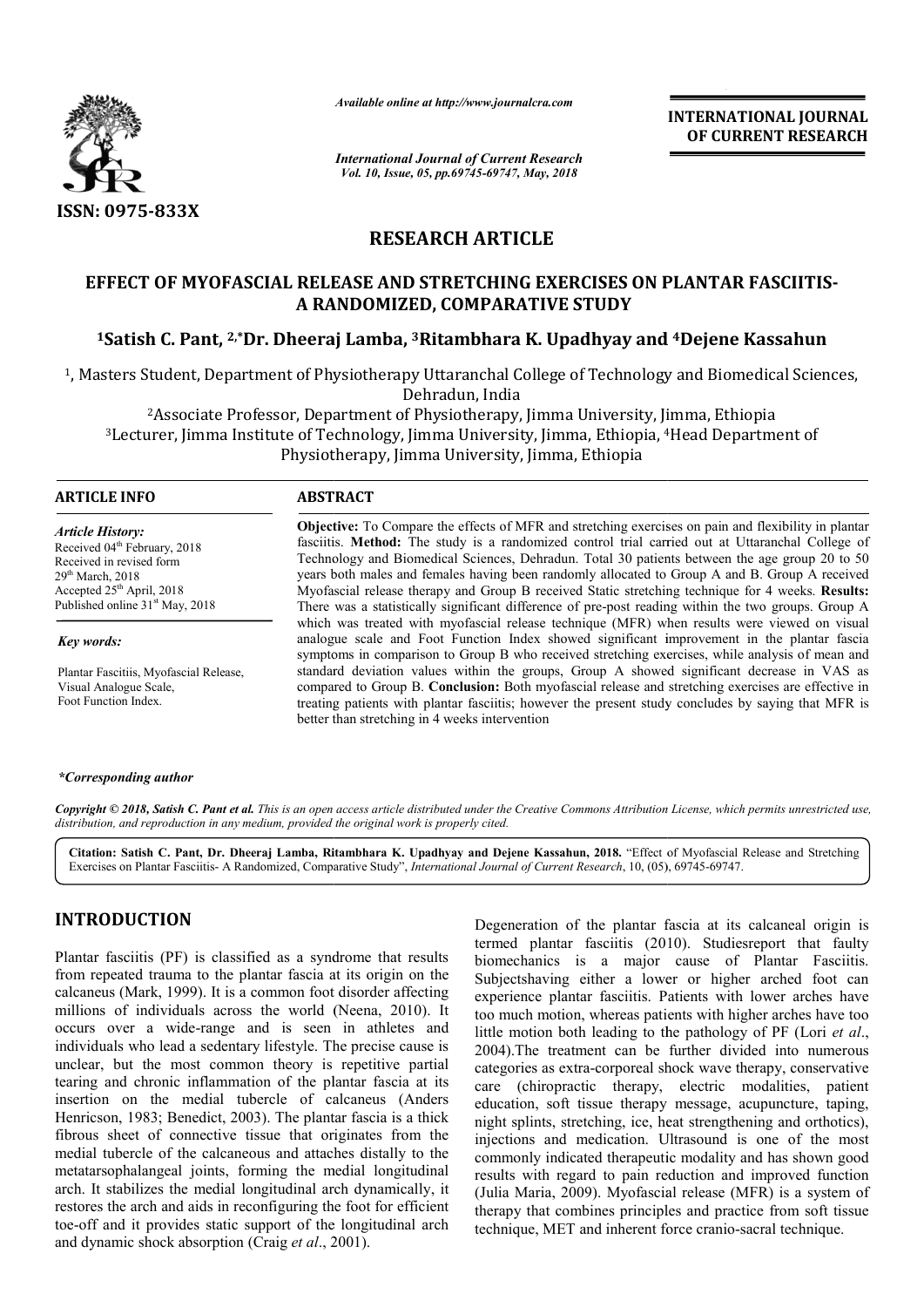ISSN: 0975-833X

*Available online at http://www.journalcra.com*

*International Journal of Current Research*
*Vol. 10, Issue, 05, pp.69745-69747, May, 2018*

**INTERNATIONAL JOURNAL OF CURRENT RESEARCH**

## RESEARCH ARTICLE

# EFFECT OF MYOFASCIAL RELEASE AND STRETCHING EXERCISES ON PLANTAR FASCIITIS- A RANDOMIZED, COMPARATIVE STUDY

**[1]Satish C. Pant, [2,*]Dr. Dheeraj Lamba, [3]Ritambhara K. Upadhyay and [4]Dejene Kassahun**

[1], Masters Student, Department of Physiotherapy Uttaranchal College of Technology and Biomedical Sciences, Dehradun, India

[2]Associate Professor, Department of Physiotherapy, Jimma University, Jimma, Ethiopia

[3]Lecturer, Jimma Institute of Technology, Jimma University, Jimma, Ethiopia, [4]Head Department of Physiotherapy, Jimma University, Jimma, Ethiopia

**ARTICLE INFO**

*Article History:*
Received 04th February, 2018
Received in revised form
29th March, 2018
Accepted 25th April, 2018
Published online 31st May, 2018

*Key words:*
Plantar Fascitiis, Myofascial Release, Visual Analogue Scale, Foot Function Index.

**ABSTRACT**

**Objective:** To Compare the effects of MFR and stretching exercises on pain and flexibility in plantar fasciitis. **Method:** The study is a randomized control trial carried out at Uttaranchal College of Technology and Biomedical Sciences, Dehradun. Total 30 patients between the age group 20 to 50 years both males and females having been randomly allocated to Group A and B. Group A received Myofascial release therapy and Group B received Static stretching technique for 4 weeks. **Results:** There was a statistically significant difference of pre-post reading within the two groups. Group A which was treated with myofascial release technique (MFR) when results were viewed on visual analogue scale and Foot Function Index showed significant improvement in the plantar fascia symptoms in comparison to Group B who received stretching exercises, while analysis of mean and standard deviation values within the groups, Group A showed significant decrease in VAS as compared to Group B. **Conclusion:** Both myofascial release and stretching exercises are effective in treating patients with plantar fasciitis; however the present study concludes by saying that MFR is better than stretching in 4 weeks intervention

*\*Corresponding author*

*Copyright © 2018, Satish C. Pant et al. This is an open access article distributed under the Creative Commons Attribution License, which permits unrestricted use, distribution, and reproduction in any medium, provided the original work is properly cited.*

**Citation: Satish C. Pant, Dr. Dheeraj Lamba, Ritambhara K. Upadhyay and Dejene Kassahun, 2018.** "Effect of Myofascial Release and Stretching Exercises on Plantar Fasciitis- A Randomized, Comparative Study", *International Journal of Current Research*, 10, (05), 69745-69747.

## INTRODUCTION

Plantar fasciitis (PF) is classified as a syndrome that results from repeated trauma to the plantar fascia at its origin on the calcaneus (Mark, 1999). It is a common foot disorder affecting millions of individuals across the world (Neena, 2010). It occurs over a wide-range and is seen in athletes and individuals who lead a sedentary lifestyle. The precise cause is unclear, but the most common theory is repetitive partial tearing and chronic inflammation of the plantar fascia at its insertion on the medial tubercle of calcaneus (Anders Henricson, 1983; Benedict, 2003). The plantar fascia is a thick fibrous sheet of connective tissue that originates from the medial tubercle of the calcaneous and attaches distally to the metatarsophalangeal joints, forming the medial longitudinal arch. It stabilizes the medial longitudinal arch dynamically, it restores the arch and aids in reconfiguring the foot for efficient toe-off and it provides static support of the longitudinal arch and dynamic shock absorption (Craig *et al*., 2001).

Degeneration of the plantar fascia at its calcaneal origin is termed plantar fasciitis (2010). Studiesreport that faulty biomechanics is a major cause of Plantar Fasciitis. Subjectshaving either a lower or higher arched foot can experience plantar fasciitis. Patients with lower arches have too much motion, whereas patients with higher arches have too little motion both leading to the pathology of PF (Lori *et al*., 2004).The treatment can be further divided into numerous categories as extra-corporeal shock wave therapy, conservative care (chiropractic therapy, electric modalities, patient education, soft tissue therapy message, acupuncture, taping, night splints, stretching, ice, heat strengthening and orthotics), injections and medication. Ultrasound is one of the most commonly indicated therapeutic modality and has shown good results with regard to pain reduction and improved function (Julia Maria, 2009). Myofascial release (MFR) is a system of therapy that combines principles and practice from soft tissue technique, MET and inherent force cranio-sacral technique.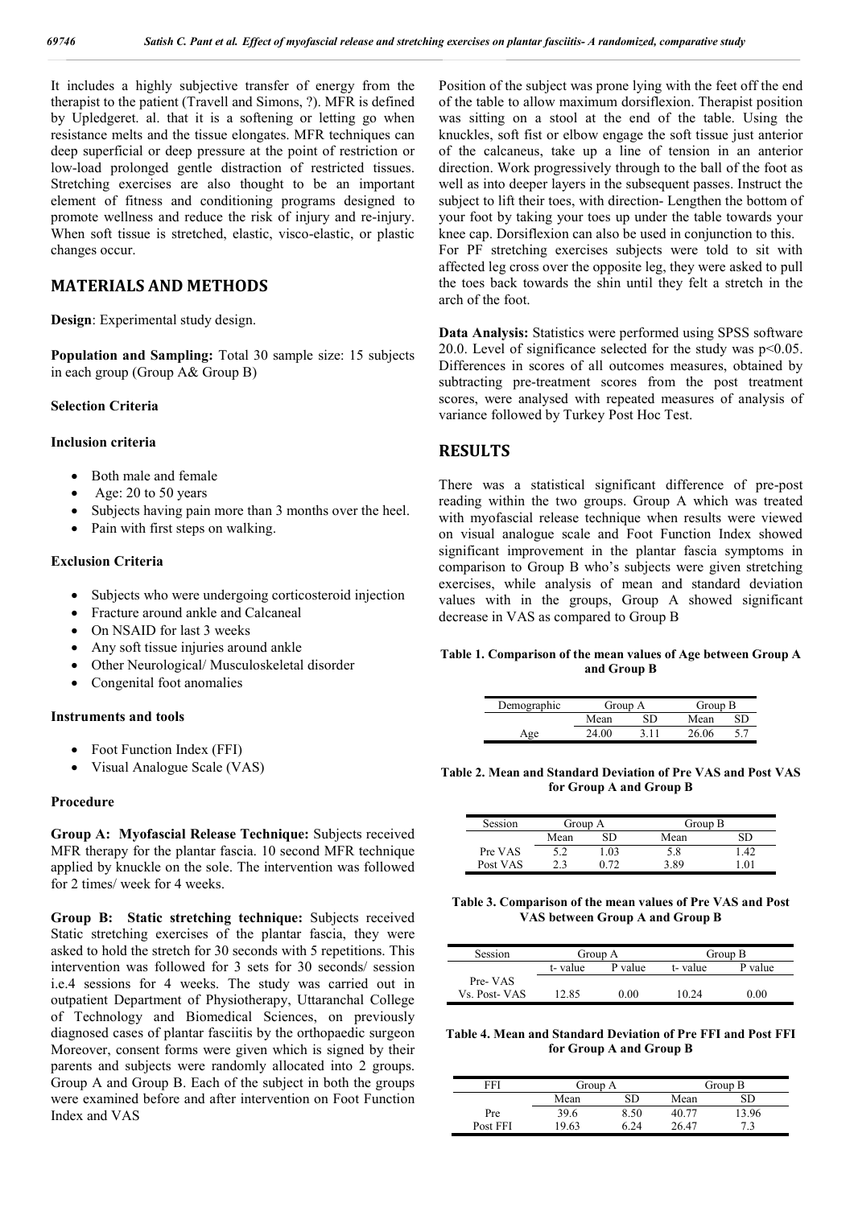It includes a highly subjective transfer of energy from the therapist to the patient (Travell and Simons, ?). MFR is defined by Upledgeret. al. that it is a softening or letting go when resistance melts and the tissue elongates. MFR techniques can deep superficial or deep pressure at the point of restriction or low-load prolonged gentle distraction of restricted tissues. Stretching exercises are also thought to be an important element of fitness and conditioning programs designed to promote wellness and reduce the risk of injury and re-injury. When soft tissue is stretched, elastic, visco-elastic, or plastic changes occur.

## MATERIALS AND METHODS

**Design**: Experimental study design.

**Population and Sampling:** Total 30 sample size: 15 subjects in each group (Group A& Group B)

### Selection Criteria

#### Inclusion criteria

- Both male and female
- Age: 20 to 50 years
- Subjects having pain more than 3 months over the heel.
- Pain with first steps on walking.

#### Exclusion Criteria

- Subjects who were undergoing corticosteroid injection
- Fracture around ankle and Calcaneal
- On NSAID for last 3 weeks
- Any soft tissue injuries around ankle
- Other Neurological/ Musculoskeletal disorder
- Congenital foot anomalies

#### Instruments and tools

- Foot Function Index (FFI)
- Visual Analogue Scale (VAS)

#### Procedure

**Group A: Myofascial Release Technique:** Subjects received MFR therapy for the plantar fascia. 10 second MFR technique applied by knuckle on the sole. The intervention was followed for 2 times/ week for 4 weeks.

**Group B: Static stretching technique:** Subjects received Static stretching exercises of the plantar fascia, they were asked to hold the stretch for 30 seconds with 5 repetitions. This intervention was followed for 3 sets for 30 seconds/ session i.e.4 sessions for 4 weeks. The study was carried out in outpatient Department of Physiotherapy, Uttaranchal College of Technology and Biomedical Sciences, on previously diagnosed cases of plantar fasciitis by the orthopaedic surgeon Moreover, consent forms were given which is signed by their parents and subjects were randomly allocated into 2 groups. Group A and Group B. Each of the subject in both the groups were examined before and after intervention on Foot Function Index and VAS

Position of the subject was prone lying with the feet off the end of the table to allow maximum dorsiflexion. Therapist position was sitting on a stool at the end of the table. Using the knuckles, soft fist or elbow engage the soft tissue just anterior of the calcaneus, take up a line of tension in an anterior direction. Work progressively through to the ball of the foot as well as into deeper layers in the subsequent passes. Instruct the subject to lift their toes, with direction- Lengthen the bottom of your foot by taking your toes up under the table towards your knee cap. Dorsiflexion can also be used in conjunction to this. For PF stretching exercises subjects were told to sit with affected leg cross over the opposite leg, they were asked to pull the toes back towards the shin until they felt a stretch in the arch of the foot.

**Data Analysis:** Statistics were performed using SPSS software 20.0. Level of significance selected for the study was $p<0.05$. Differences in scores of all outcomes measures, obtained by subtracting pre-treatment scores from the post treatment scores, were analysed with repeated measures of analysis of variance followed by Turkey Post Hoc Test.

## RESULTS

There was a statistical significant difference of pre-post reading within the two groups. Group A which was treated with myofascial release technique when results were viewed on visual analogue scale and Foot Function Index showed significant improvement in the plantar fascia symptoms in comparison to Group B who's subjects were given stretching exercises, while analysis of mean and standard deviation values with in the groups, Group A showed significant decrease in VAS as compared to Group B

**Table 1. Comparison of the mean values of Age between Group A and Group B**

| Demographic | Group A | | Group B | |
|---|---|---|---|---|
| | Mean | SD | Mean | SD |
| Age | 24.00 | 3.11 | 26.06 | 5.7 |

**Table 2. Mean and Standard Deviation of Pre VAS and Post VAS for Group A and Group B**

| Session | Group A | | Group B | |
|---|---|---|---|---|
| | Mean | SD | Mean | SD |
| Pre VAS | 5.2 | 1.03 | 5.8 | 1.42 |
| Post VAS | 2.3 | 0.72 | 3.89 | 1.01 |

**Table 3. Comparison of the mean values of Pre VAS and Post VAS between Group A and Group B**

| Session | Group A | | Group B | |
|---|---|---|---|---|
| | t- value | P value | t- value | P value |
| Pre- VAS Vs. Post- VAS | 12.85 | 0.00 | 10.24 | 0.00 |

**Table 4. Mean and Standard Deviation of Pre FFI and Post FFI for Group A and Group B**

| FFI | Group A | | Group B | |
|---|---|---|---|---|
| | Mean | SD | Mean | SD |
| Pre | 39.6 | 8.50 | 40.77 | 13.96 |
| Post FFI | 19.63 | 6.24 | 26.47 | 7.3 |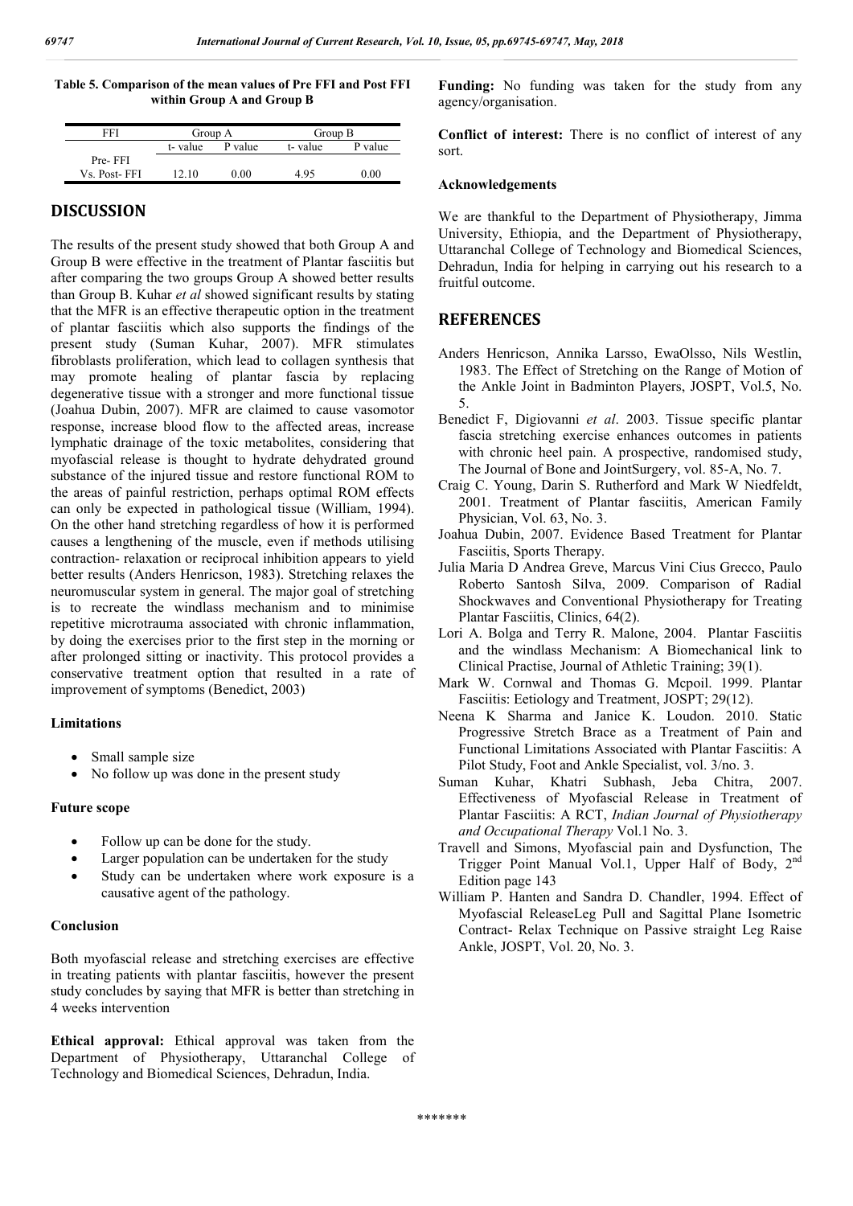**Table 5. Comparison of the mean values of Pre FFI and Post FFI within Group A and Group B**

| FFI | Group A | | Group B | |
|---|---|---|---|---|
| | t- value | P value | t- value | P value |
| Pre- FFI Vs. Post- FFI | 12.10 | 0.00 | 4.95 | 0.00 |

## DISCUSSION

The results of the present study showed that both Group A and Group B were effective in the treatment of Plantar fasciitis but after comparing the two groups Group A showed better results than Group B. Kuhar *et al* showed significant results by stating that the MFR is an effective therapeutic option in the treatment of plantar fasciitis which also supports the findings of the present study (Suman Kuhar, 2007). MFR stimulates fibroblasts proliferation, which lead to collagen synthesis that may promote healing of plantar fascia by replacing degenerative tissue with a stronger and more functional tissue (Joahua Dubin, 2007). MFR are claimed to cause vasomotor response, increase blood flow to the affected areas, increase lymphatic drainage of the toxic metabolites, considering that myofascial release is thought to hydrate dehydrated ground substance of the injured tissue and restore functional ROM to the areas of painful restriction, perhaps optimal ROM effects can only be expected in pathological tissue (William, 1994). On the other hand stretching regardless of how it is performed causes a lengthening of the muscle, even if methods utilising contraction- relaxation or reciprocal inhibition appears to yield better results (Anders Henricson, 1983). Stretching relaxes the neuromuscular system in general. The major goal of stretching is to recreate the windlass mechanism and to minimise repetitive microtrauma associated with chronic inflammation, by doing the exercises prior to the first step in the morning or after prolonged sitting or inactivity. This protocol provides a conservative treatment option that resulted in a rate of improvement of symptoms (Benedict, 2003)

### Limitations

- Small sample size
- No follow up was done in the present study

### Future scope

- Follow up can be done for the study.
- Larger population can be undertaken for the study
- Study can be undertaken where work exposure is a causative agent of the pathology.

### Conclusion

Both myofascial release and stretching exercises are effective in treating patients with plantar fasciitis, however the present study concludes by saying that MFR is better than stretching in 4 weeks intervention

**Ethical approval:** Ethical approval was taken from the Department of Physiotherapy, Uttaranchal College of Technology and Biomedical Sciences, Dehradun, India.

**Funding:** No funding was taken for the study from any agency/organisation.

**Conflict of interest:** There is no conflict of interest of any sort.

### Acknowledgements

We are thankful to the Department of Physiotherapy, Jimma University, Ethiopia, and the Department of Physiotherapy, Uttaranchal College of Technology and Biomedical Sciences, Dehradun, India for helping in carrying out his research to a fruitful outcome.

## REFERENCES

Anders Henricson, Annika Larsso, EwaOlsso, Nils Westlin, 1983. The Effect of Stretching on the Range of Motion of the Ankle Joint in Badminton Players, JOSPT, Vol.5, No. 5.

Benedict F, Digiovanni *et al*. 2003. Tissue specific plantar fascia stretching exercise enhances outcomes in patients with chronic heel pain. A prospective, randomised study, The Journal of Bone and JointSurgery, vol. 85-A, No. 7.

Craig C. Young, Darin S. Rutherford and Mark W Niedfeldt, 2001. Treatment of Plantar fasciitis, American Family Physician, Vol. 63, No. 3.

Joahua Dubin, 2007. Evidence Based Treatment for Plantar Fasciitis, Sports Therapy.

Julia Maria D Andrea Greve, Marcus Vini Cius Grecco, Paulo Roberto Santosh Silva, 2009. Comparison of Radial Shockwaves and Conventional Physiotherapy for Treating Plantar Fasciitis, Clinics, 64(2).

Lori A. Bolga and Terry R. Malone, 2004. Plantar Fasciitis and the windlass Mechanism: A Biomechanical link to Clinical Practise, Journal of Athletic Training; 39(1).

Mark W. Cornwal and Thomas G. Mcpoil. 1999. Plantar Fasciitis: Eetiology and Treatment, JOSPT; 29(12).

Neena K Sharma and Janice K. Loudon. 2010. Static Progressive Stretch Brace as a Treatment of Pain and Functional Limitations Associated with Plantar Fasciitis: A Pilot Study, Foot and Ankle Specialist, vol. 3/no. 3.

Suman Kuhar, Khatri Subhash, Jeba Chitra, 2007. Effectiveness of Myofascial Release in Treatment of Plantar Fasciitis: A RCT, *Indian Journal of Physiotherapy and Occupational Therapy* Vol.1 No. 3.

Travell and Simons, Myofascial pain and Dysfunction, The Trigger Point Manual Vol.1, Upper Half of Body, 2nd Edition page 143

William P. Hanten and Sandra D. Chandler, 1994. Effect of Myofascial ReleaseLeg Pull and Sagittal Plane Isometric Contract- Relax Technique on Passive straight Leg Raise Ankle, JOSPT, Vol. 20, No. 3.

*******